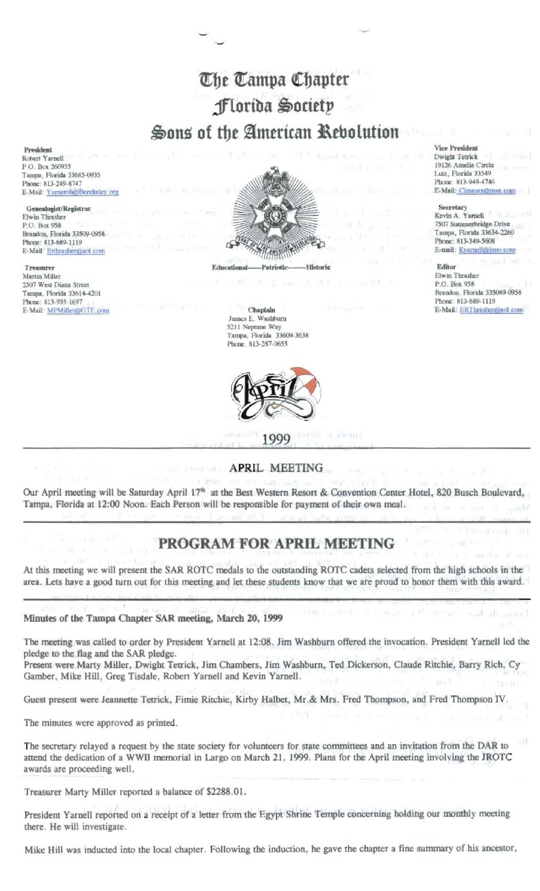# The Tampa Chapter
## Florida Society
# Sons of the American Revolution

**President**
Robert Yarnell
P.O. Box 260935
Tampa, Florida 33685-0935
Phone: 813-249-8747
E-Mail: Yarnerob@Berekeley.org

**Genealogist/Registrar**
Elwin Thrasher
P.O. Box 958
Brandon, Florida 33509-0958
Phone: 813-689-1119
E-Mail: Erthrasher@aol.com

**Treasurer**
Martin Miller
2507 West Diana Street
Tampa, Florida 33614-4201
Phone: 813-935-1697
E-Mail: MPMiller@GTE.com

Educational——Patriotic——Historic

**Chaplain**
James E. Washburn
5211 Neptune Way
Tampa, Florida 33609-3638
Phone: 813-287-0655

**Vice President**
Dwight Tetrick
19126 Amelia Circle
Lutz, Florida 33549
Phone: 813-949-4746
E-Mail: Cimmax@msn.com

**Secretary**
Kevin A. Yarnell
7307 Summerbridge Drive
Tampa, Florida 33634-2260
Phone: 813-349-5608
E-mail: Ryarnell@juno.com

**Editor**
Elwin Thrasher
P.O. Box 958
Brandon, Florida 335049-0958
Phone: 813-689-1119
E-Mail: ERThrasher@aol.com

April 1999

## APRIL MEETING

Our April meeting will be Saturday April 17th at the Best Western Resort & Convention Center Hotel, 820 Busch Boulevard, Tampa, Florida at 12:00 Noon. Each Person will be responsible for payment of their own meal.

## PROGRAM FOR APRIL MEETING

At this meeting we will present the SAR ROTC medals to the outstanding ROTC cadets selected from the high schools in the area. Lets have a good turn out for this meeting and let these students know that we are proud to honor them with this award.

### Minutes of the Tampa Chapter SAR meeting, March 20, 1999

The meeting was called to order by President Yarnell at 12:08. Jim Washburn offered the invocation. President Yarnell led the pledge to the flag and the SAR pledge.
Present were Marty Miller, Dwight Tetrick, Jim Chambers, Jim Washburn, Ted Dickerson, Claude Ritchie, Barry Rich, Cy Gamber, Mike Hill, Greg Tisdale, Robert Yarnell and Kevin Yarnell.

Guest present were Jeannette Tetrick, Fimie Ritchie, Kirby Halbet, Mr.& Mrs. Fred Thompson, and Fred Thompson IV.

The minutes were approved as printed.

The secretary relayed a request by the state society for volunteers for state committees and an invitation from the DAR to attend the dedication of a WWII memorial in Largo on March 21, 1999. Plans for the April meeting involving the JROTC awards are proceeding well.

Treasurer Marty Miller reported a balance of $2288.01.

President Yarnell reported on a receipt of a letter from the Egypt Shrine Temple concerning holding our monthly meeting there. He will investigate.

Mike Hill was inducted into the local chapter. Following the induction, he gave the chapter a fine summary of his ancestor,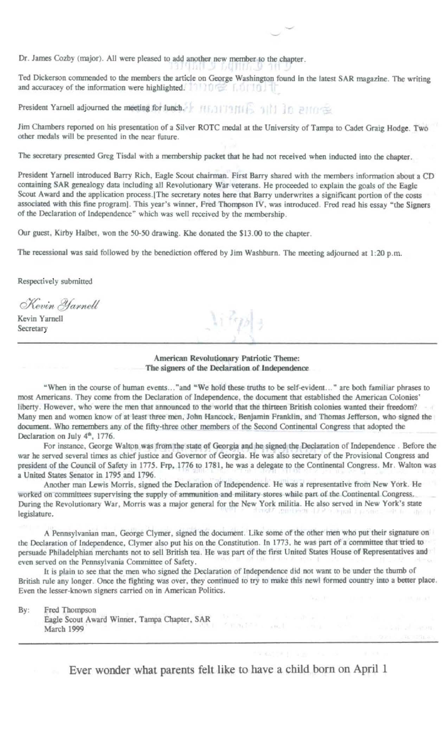Dr. James Cozby (major). All were pleased to add another new member to the chapter.

Ted Dickerson commended to the members the article on George Washington found in the latest SAR magazine. The writing and accuracey of the information were highlighted.

President Yarnell adjourned the meeting for lunch.

Jim Chambers reported on his presentation of a Silver ROTC medal at the University of Tampa to Cadet Graig Hodge. Two other medals will be presented in the near future.

The secretary presented Greg Tisdal with a membership packet that he had not received when inducted into the chapter.

President Yarnell introduced Barry Rich, Eagle Scout chairman. First Barry shared with the members information about a CD containing SAR genealogy data including all Revolutionary War veterans. He proceeded to explain the goals of the Eagle Scout Award and the application process.[The secretary notes here that Barry underwrites a significant portion of the costs associated with this fine program]. This year's winner, Fred Thompson IV, was introduced. Fred read his essay "the Signers of the Declaration of Independence" which was well received by the membership.

Our guest, Kirby Halbet, won the 50-50 drawing. Khe donated the $13.00 to the chapter.

The recessional was said followed by the benediction offered by Jim Washburn. The meeting adjourned at 1:20 p.m.

Respectively submitted

*Kevin Yarnell*

Kevin Yarnell
Secretary

---

**American Revolutionary Patriotic Theme:**
**The signers of the Declaration of Independence**

"When in the course of human events..."and "We hold these truths to be self-evident..." are both familiar phrases to most Americans. They come from the Declaration of Independence, the document that established the American Colonies' liberty. However, who were the men that announced to the world that the thirteen British colonies wanted their freedom? Many men and women know of at least three men, John Hancock, Benjamin Franklin, and Thomas Jefferson, who signed the document. Who remembers any of the fifty-three other members of the Second Continental Congress that adopted the Declaration on July 4th, 1776.

For instance, George Walton was from the state of Georgia and he signed the Declaration of Independence . Before the war he served several times as chief justice and Governor of Georgia. He was also secretary of the Provisional Congress and president of the Council of Safety in 1775. Frp, 1776 to 1781, he was a delegate to the Continental Congress. Mr. Walton was a United States Senator in 1795 and 1796.

Another man Lewis Morris, signed the Declaration of Independence. He was a representative from New York. He worked on committees supervising the supply of ammunition and military stores while part of the Continental Congress. During the Revolutionary War, Morris was a major general for the New York militia. He also served in New York's state legislature.

A Pennsylvanian man, George Clymer, signed the document. Like some of the other men who put their signature on the Declaration of Independence, Clymer also put his on the Constitution. In 1773, he was part of a committee that tried to persuade Philadelphian merchants not to sell British tea. He was part of the first United States House of Representatives and even served on the Pennsylvania Committee of Safety.

It is plain to see that the men who signed the Declaration of Independence did not want to be under the thumb of British rule any longer. Once the fighting was over, they continued to try to make this newl formed country into a better place. Even the lesser-known signers carried on in American Politics.

By: Fred Thompson
Eagle Scout Award Winner, Tampa Chapter, SAR
March 1999

---

Ever wonder what parents felt like to have a child born on April 1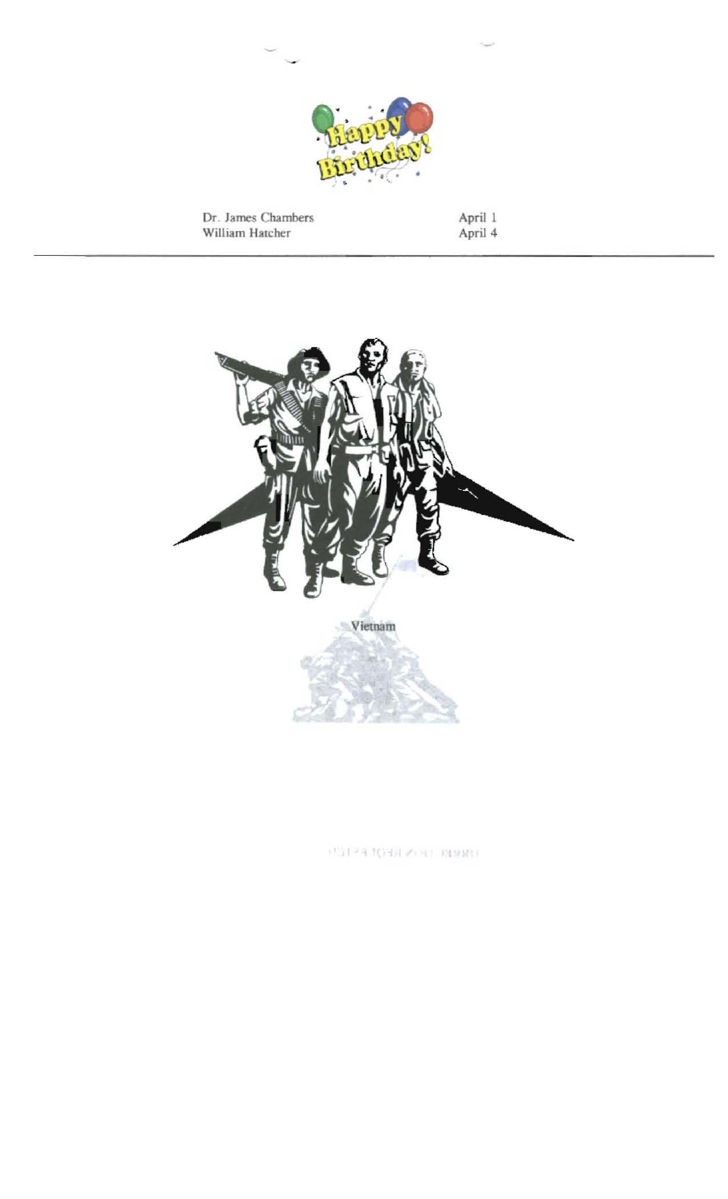| | |
|---|---|
| Dr. James Chambers | April 1 |
| William Hatcher | April 4 |

---

Vietnam